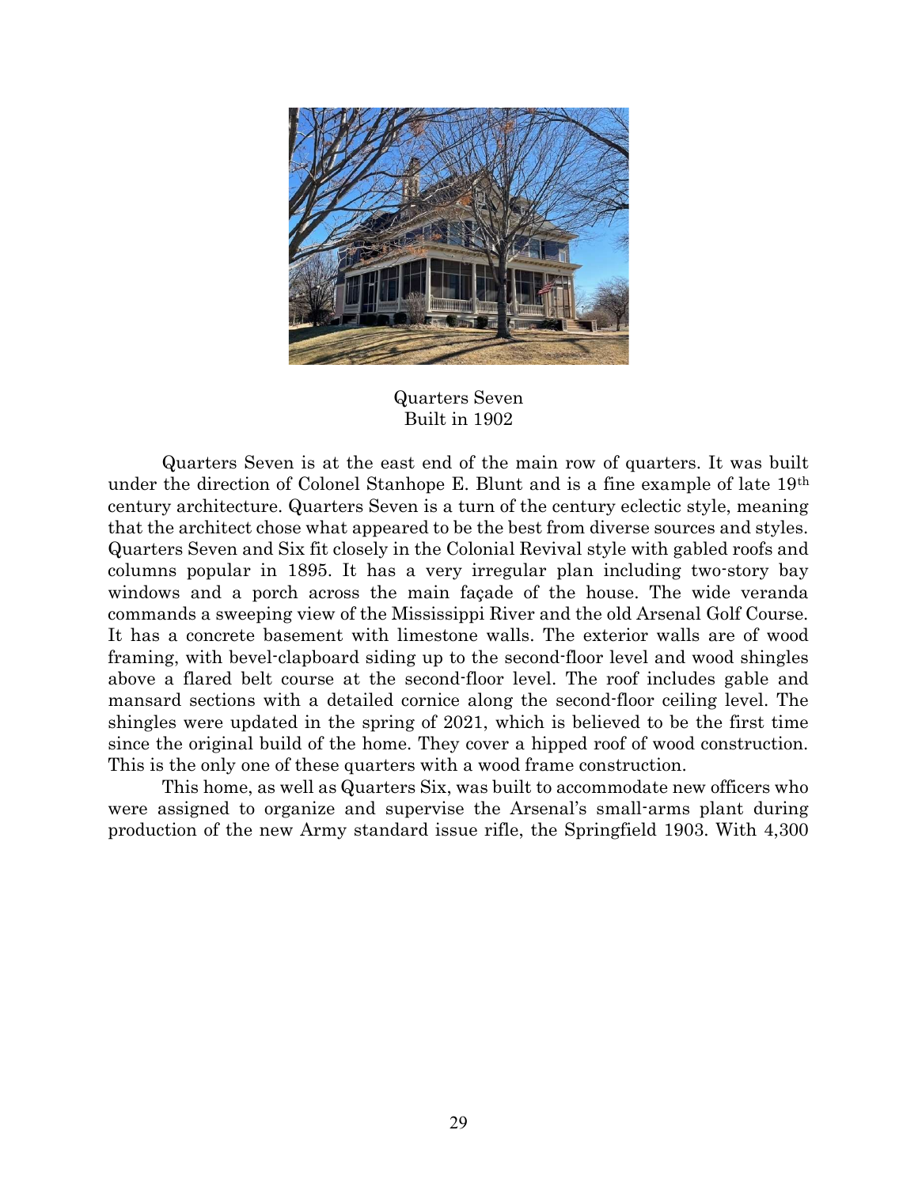Quarters Seven
Built in 1902

Quarters Seven is at the east end of the main row of quarters. It was built under the direction of Colonel Stanhope E. Blunt and is a fine example of late 19th century architecture. Quarters Seven is a turn of the century eclectic style, meaning that the architect chose what appeared to be the best from diverse sources and styles. Quarters Seven and Six fit closely in the Colonial Revival style with gabled roofs and columns popular in 1895. It has a very irregular plan including two-story bay windows and a porch across the main façade of the house. The wide veranda commands a sweeping view of the Mississippi River and the old Arsenal Golf Course. It has a concrete basement with limestone walls. The exterior walls are of wood framing, with bevel-clapboard siding up to the second-floor level and wood shingles above a flared belt course at the second-floor level. The roof includes gable and mansard sections with a detailed cornice along the second-floor ceiling level. The shingles were updated in the spring of 2021, which is believed to be the first time since the original build of the home. They cover a hipped roof of wood construction. This is the only one of these quarters with a wood frame construction.

This home, as well as Quarters Six, was built to accommodate new officers who were assigned to organize and supervise the Arsenal's small-arms plant during production of the new Army standard issue rifle, the Springfield 1903. With 4,300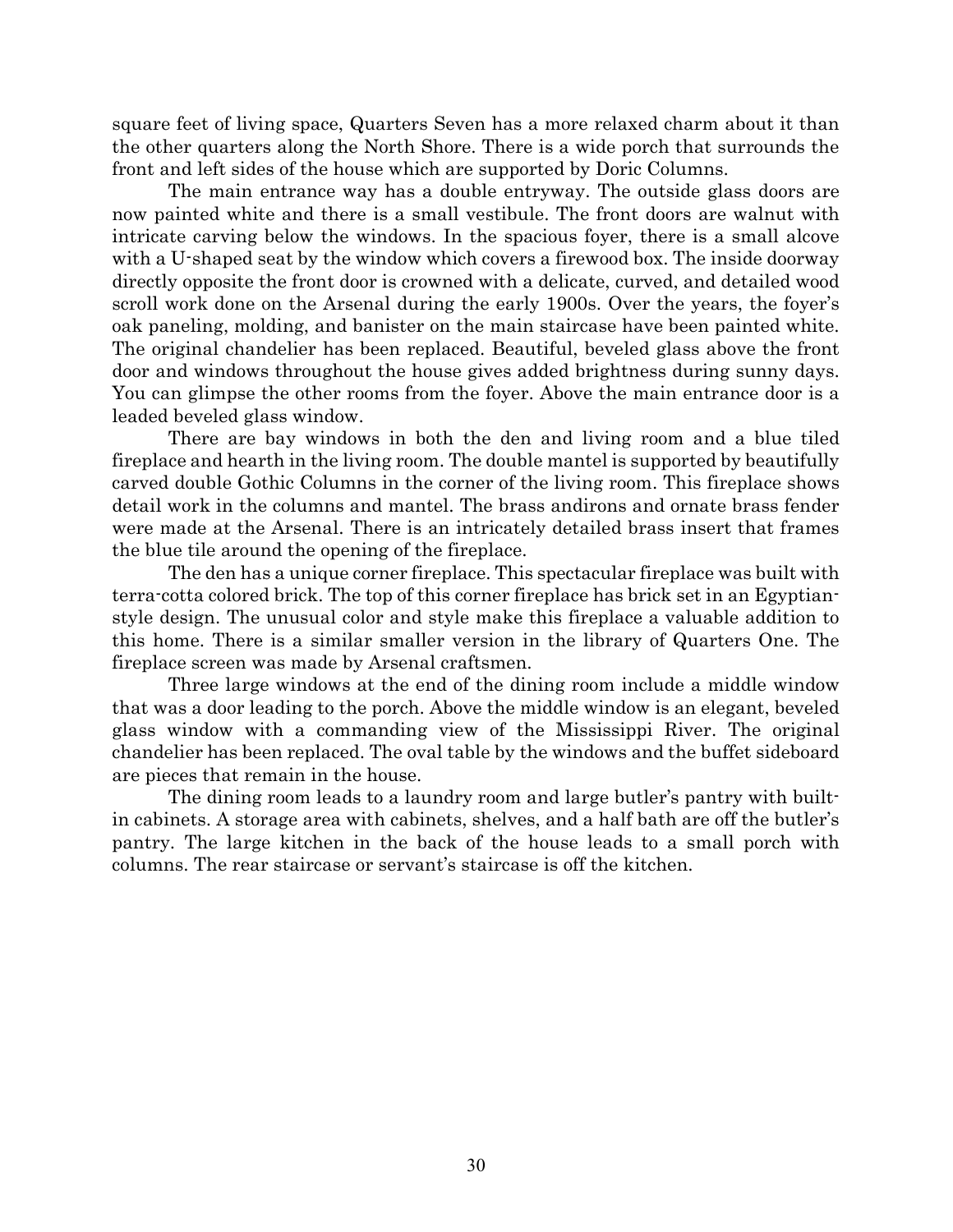square feet of living space, Quarters Seven has a more relaxed charm about it than the other quarters along the North Shore. There is a wide porch that surrounds the front and left sides of the house which are supported by Doric Columns.

The main entrance way has a double entryway. The outside glass doors are now painted white and there is a small vestibule. The front doors are walnut with intricate carving below the windows. In the spacious foyer, there is a small alcove with a U-shaped seat by the window which covers a firewood box. The inside doorway directly opposite the front door is crowned with a delicate, curved, and detailed wood scroll work done on the Arsenal during the early 1900s. Over the years, the foyer's oak paneling, molding, and banister on the main staircase have been painted white. The original chandelier has been replaced. Beautiful, beveled glass above the front door and windows throughout the house gives added brightness during sunny days. You can glimpse the other rooms from the foyer. Above the main entrance door is a leaded beveled glass window.

There are bay windows in both the den and living room and a blue tiled fireplace and hearth in the living room. The double mantel is supported by beautifully carved double Gothic Columns in the corner of the living room. This fireplace shows detail work in the columns and mantel. The brass andirons and ornate brass fender were made at the Arsenal. There is an intricately detailed brass insert that frames the blue tile around the opening of the fireplace.

The den has a unique corner fireplace. This spectacular fireplace was built with terra-cotta colored brick. The top of this corner fireplace has brick set in an Egyptian-style design. The unusual color and style make this fireplace a valuable addition to this home. There is a similar smaller version in the library of Quarters One. The fireplace screen was made by Arsenal craftsmen.

Three large windows at the end of the dining room include a middle window that was a door leading to the porch. Above the middle window is an elegant, beveled glass window with a commanding view of the Mississippi River. The original chandelier has been replaced. The oval table by the windows and the buffet sideboard are pieces that remain in the house.

The dining room leads to a laundry room and large butler's pantry with built-in cabinets. A storage area with cabinets, shelves, and a half bath are off the butler's pantry. The large kitchen in the back of the house leads to a small porch with columns. The rear staircase or servant's staircase is off the kitchen.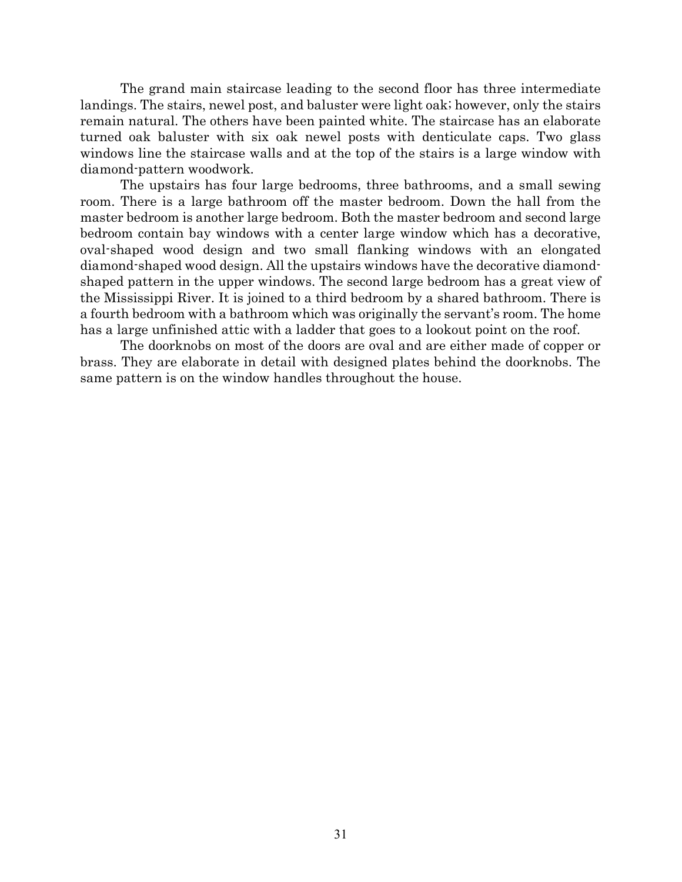The grand main staircase leading to the second floor has three intermediate landings. The stairs, newel post, and baluster were light oak; however, only the stairs remain natural. The others have been painted white. The staircase has an elaborate turned oak baluster with six oak newel posts with denticulate caps. Two glass windows line the staircase walls and at the top of the stairs is a large window with diamond-pattern woodwork.

The upstairs has four large bedrooms, three bathrooms, and a small sewing room. There is a large bathroom off the master bedroom. Down the hall from the master bedroom is another large bedroom. Both the master bedroom and second large bedroom contain bay windows with a center large window which has a decorative, oval-shaped wood design and two small flanking windows with an elongated diamond-shaped wood design. All the upstairs windows have the decorative diamond-shaped pattern in the upper windows. The second large bedroom has a great view of the Mississippi River. It is joined to a third bedroom by a shared bathroom. There is a fourth bedroom with a bathroom which was originally the servant's room. The home has a large unfinished attic with a ladder that goes to a lookout point on the roof.

The doorknobs on most of the doors are oval and are either made of copper or brass. They are elaborate in detail with designed plates behind the doorknobs. The same pattern is on the window handles throughout the house.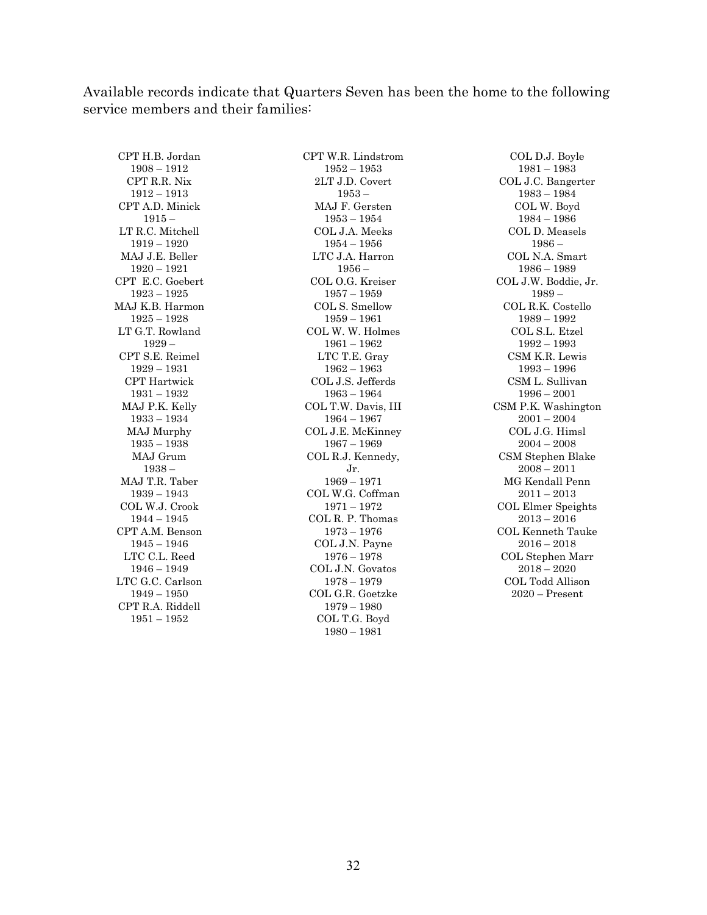Available records indicate that Quarters Seven has been the home to the following service members and their families:

CPT H.B. Jordan
1908 – 1912
CPT R.R. Nix
1912 – 1913
CPT A.D. Minick
1915 –
LT R.C. Mitchell
1919 – 1920
MAJ J.E. Beller
1920 – 1921
CPT E.C. Goebert
1923 – 1925
MAJ K.B. Harmon
1925 – 1928
LT G.T. Rowland
1929 –
CPT S.E. Reimel
1929 – 1931
CPT Hartwick
1931 – 1932
MAJ P.K. Kelly
1933 – 1934
MAJ Murphy
1935 – 1938
MAJ Grum
1938 –
MAJ T.R. Taber
1939 – 1943
COL W.J. Crook
1944 – 1945
CPT A.M. Benson
1945 – 1946
LTC C.L. Reed
1946 – 1949
LTC G.C. Carlson
1949 – 1950
CPT R.A. Riddell
1951 – 1952

CPT W.R. Lindstrom
1952 – 1953
2LT J.D. Covert
1953 –
MAJ F. Gersten
1953 – 1954
COL J.A. Meeks
1954 – 1956
LTC J.A. Harron
1956 –
COL O.G. Kreiser
1957 – 1959
COL S. Smellow
1959 – 1961
COL W. W. Holmes
1961 – 1962
LTC T.E. Gray
1962 – 1963
COL J.S. Jefferds
1963 – 1964
COL T.W. Davis, III
1964 – 1967
COL J.E. McKinney
1967 – 1969
COL R.J. Kennedy, Jr.
1969 – 1971
COL W.G. Coffman
1971 – 1972
COL R. P. Thomas
1973 – 1976
COL J.N. Payne
1976 – 1978
COL J.N. Govatos
1978 – 1979
COL G.R. Goetzke
1979 – 1980
COL T.G. Boyd
1980 – 1981

COL D.J. Boyle
1981 – 1983
COL J.C. Bangerter
1983 – 1984
COL W. Boyd
1984 – 1986
COL D. Measels
1986 –
COL N.A. Smart
1986 – 1989
COL J.W. Boddie, Jr.
1989 –
COL R.K. Costello
1989 – 1992
COL S.L. Etzel
1992 – 1993
CSM K.R. Lewis
1993 – 1996
CSM L. Sullivan
1996 – 2001
CSM P.K. Washington
2001 – 2004
COL J.G. Himsl
2004 – 2008
CSM Stephen Blake
2008 – 2011
MG Kendall Penn
2011 – 2013
COL Elmer Speights
2013 – 2016
COL Kenneth Tauke
2016 – 2018
COL Stephen Marr
2018 – 2020
COL Todd Allison
2020 – Present